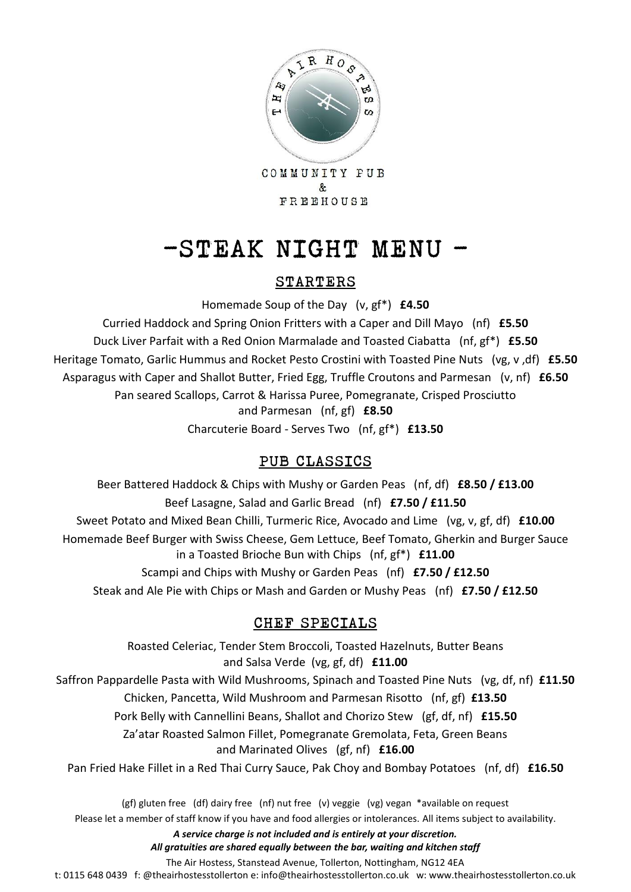THE AIR HOSTESS

COMMUNITY PUB
&
FREEHOUSE

# -STEAK NIGHT MENU -

## STARTERS

Homemade Soup of the Day (v, gf*) **£4.50**

Curried Haddock and Spring Onion Fritters with a Caper and Dill Mayo (nf) **£5.50**

Duck Liver Parfait with a Red Onion Marmalade and Toasted Ciabatta (nf, gf*) **£5.50**

Heritage Tomato, Garlic Hummus and Rocket Pesto Crostini with Toasted Pine Nuts (vg, v ,df) **£5.50**

Asparagus with Caper and Shallot Butter, Fried Egg, Truffle Croutons and Parmesan (v, nf) **£6.50**

Pan seared Scallops, Carrot & Harissa Puree, Pomegranate, Crisped Prosciutto and Parmesan (nf, gf) **£8.50**

Charcuterie Board - Serves Two (nf, gf*) **£13.50**

## PUB CLASSICS

Beer Battered Haddock & Chips with Mushy or Garden Peas (nf, df) **£8.50 / £13.00**

Beef Lasagne, Salad and Garlic Bread (nf) **£7.50 / £11.50**

Sweet Potato and Mixed Bean Chilli, Turmeric Rice, Avocado and Lime (vg, v, gf, df) **£10.00**

Homemade Beef Burger with Swiss Cheese, Gem Lettuce, Beef Tomato, Gherkin and Burger Sauce in a Toasted Brioche Bun with Chips (nf, gf*) **£11.00**

Scampi and Chips with Mushy or Garden Peas (nf) **£7.50 / £12.50**

Steak and Ale Pie with Chips or Mash and Garden or Mushy Peas (nf) **£7.50 / £12.50**

## CHEF SPECIALS

Roasted Celeriac, Tender Stem Broccoli, Toasted Hazelnuts, Butter Beans and Salsa Verde (vg, gf, df) **£11.00**

Saffron Pappardelle Pasta with Wild Mushrooms, Spinach and Toasted Pine Nuts (vg, df, nf) **£11.50**

Chicken, Pancetta, Wild Mushroom and Parmesan Risotto (nf, gf) **£13.50**

Pork Belly with Cannellini Beans, Shallot and Chorizo Stew (gf, df, nf) **£15.50**

Za'atar Roasted Salmon Fillet, Pomegranate Gremolata, Feta, Green Beans and Marinated Olives (gf, nf) **£16.00**

Pan Fried Hake Fillet in a Red Thai Curry Sauce, Pak Choy and Bombay Potatoes (nf, df) **£16.50**

(gf) gluten free (df) dairy free (nf) nut free (v) veggie (vg) vegan *available on request

Please let a member of staff know if you have and food allergies or intolerances. All items subject to availability.

***A service charge is not included and is entirely at your discretion.***

***All gratuities are shared equally between the bar, waiting and kitchen staff***

The Air Hostess, Stanstead Avenue, Tollerton, Nottingham, NG12 4EA

t: 0115 648 0439 f: @theairhostesstollerton e: info@theairhostesstollerton.co.uk w: www.theairhostesstollerton.co.uk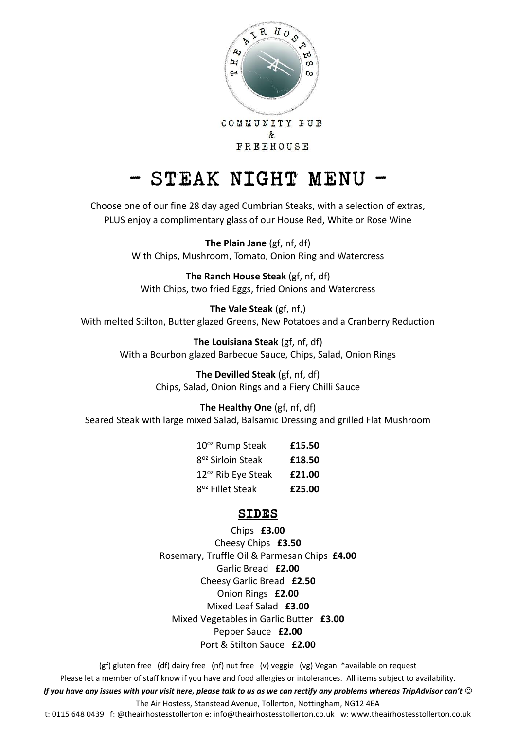THE AIR HOSTESS

COMMUNITY PUB
&
FREEHOUSE

# - STEAK NIGHT MENU -

Choose one of our fine 28 day aged Cumbrian Steaks, with a selection of extras, PLUS enjoy a complimentary glass of our House Red, White or Rose Wine

**The Plain Jane** (gf, nf, df)
With Chips, Mushroom, Tomato, Onion Ring and Watercress

**The Ranch House Steak** (gf, nf, df)
With Chips, two fried Eggs, fried Onions and Watercress

**The Vale Steak** (gf, nf,)
With melted Stilton, Butter glazed Greens, New Potatoes and a Cranberry Reduction

**The Louisiana Steak** (gf, nf, df)
With a Bourbon glazed Barbecue Sauce, Chips, Salad, Onion Rings

**The Devilled Steak** (gf, nf, df)
Chips, Salad, Onion Rings and a Fiery Chilli Sauce

**The Healthy One** (gf, nf, df)
Seared Steak with large mixed Salad, Balsamic Dressing and grilled Flat Mushroom

| | |
|---|---|
| 10oz Rump Steak | **£15.50** |
| 8oz Sirloin Steak | **£18.50** |
| 12oz Rib Eye Steak | **£21.00** |
| 8oz Fillet Steak | **£25.00** |

## SIDES

Chips **£3.00**
Cheesy Chips **£3.50**
Rosemary, Truffle Oil & Parmesan Chips **£4.00**
Garlic Bread **£2.00**
Cheesy Garlic Bread **£2.50**
Onion Rings **£2.00**
Mixed Leaf Salad **£3.00**
Mixed Vegetables in Garlic Butter **£3.00**
Pepper Sauce **£2.00**
Port & Stilton Sauce **£2.00**

(gf) gluten free (df) dairy free (nf) nut free (v) veggie (vg) Vegan *available on request

Please let a member of staff know if you have and food allergies or intolerances. All items subject to availability.

***If you have any issues with your visit here, please talk to us as we can rectify any problems whereas TripAdvisor can't*** ☺

The Air Hostess, Stanstead Avenue, Tollerton, Nottingham, NG12 4EA

t: 0115 648 0439 f: @theairhostesstollerton e: info@theairhostesstollerton.co.uk w: www.theairhostesstollerton.co.uk